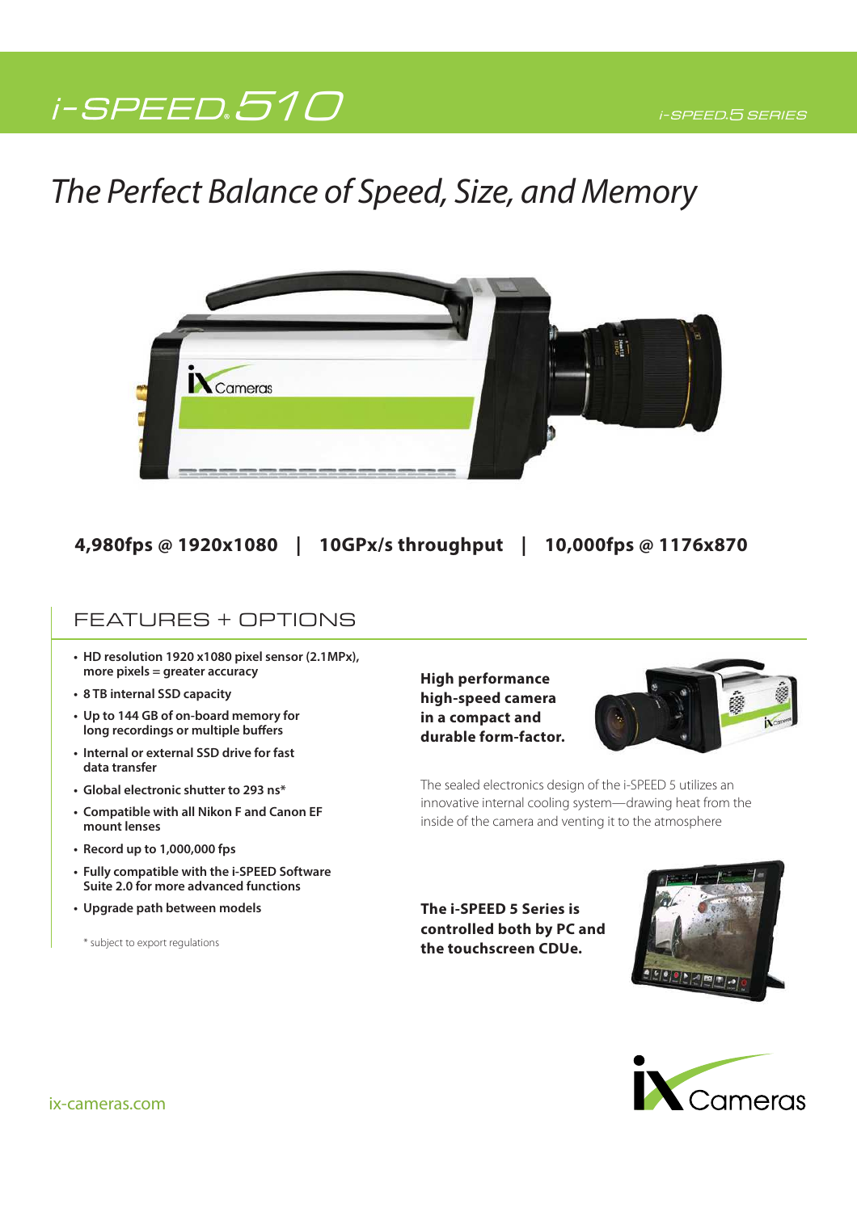# i-SPEED 510

i-SPEED 5 SERIES

## The Perfect Balance of Speed, Size, and Memory

**4,980fps @ 1920x1080 | 10GPx/s throughput | 10,000fps @ 1176x870**

## FEATURES + OPTIONS

- **HD resolution 1920 x1080 pixel sensor (2.1MPx), more pixels = greater accuracy**
- **8 TB internal SSD capacity**
- **Up to 144 GB of on-board memory for long recordings or multiple buffers**
- **Internal or external SSD drive for fast data transfer**
- **Global electronic shutter to 293 ns***
- **Compatible with all Nikon F and Canon EF mount lenses**
- **Record up to 1,000,000 fps**
- **Fully compatible with the i-SPEED Software Suite 2.0 for more advanced functions**
- **Upgrade path between models**

\* subject to export regulations

**High performance high-speed camera in a compact and durable form-factor.**

The sealed electronics design of the i-SPEED 5 utilizes an innovative internal cooling system—drawing heat from the inside of the camera and venting it to the atmosphere

**The i-SPEED 5 Series is controlled both by PC and the touchscreen CDUe.**

ix-cameras.com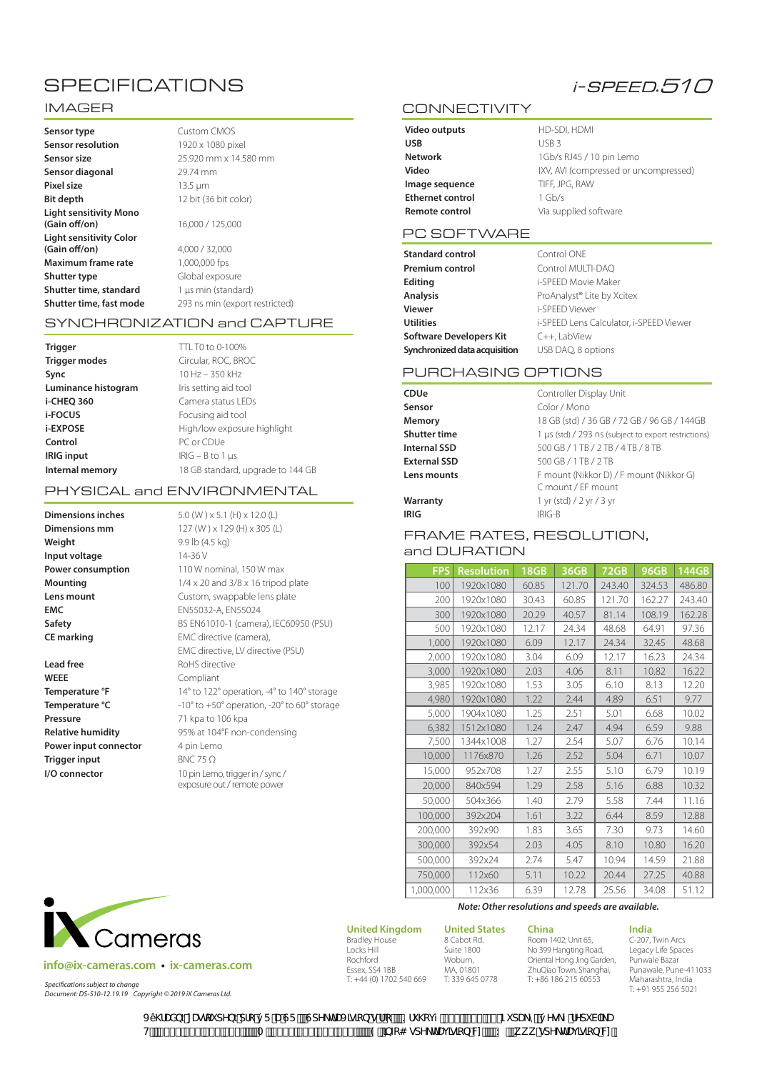# SPECIFICATIONS

*i-SPEED.510*

## IMAGER

| | |
|---|---|
| **Sensor type** | Custom CMOS |
| **Sensor resolution** | 1920 x 1080 pixel |
| **Sensor size** | 25.920 mm x 14.580 mm |
| **Sensor diagonal** | 29.74 mm |
| **Pixel size** | 13.5 µm |
| **Bit depth** | 12 bit (36 bit color) |
| **Light sensitivity Mono (Gain off/on)** | 16,000 / 125,000 |
| **Light sensitivity Color (Gain off/on)** | 4,000 / 32,000 |
| **Maximum frame rate** | 1,000,000 fps |
| **Shutter type** | Global exposure |
| **Shutter time, standard** | 1 µs min (standard) |
| **Shutter time, fast mode** | 293 ns min (export restricted) |

## SYNCHRONIZATION and CAPTURE

| | |
|---|---|
| **Trigger** | TTL T0 to 0-100% |
| **Trigger modes** | Circular, ROC, BROC |
| **Sync** | 10 Hz – 350 kHz |
| **Luminance histogram** | Iris setting aid tool |
| **i-CHEQ 360** | Camera status LEDs |
| **i-FOCUS** | Focusing aid tool |
| **i-EXPOSE** | High/low exposure highlight |
| **Control** | PC or CDUe |
| **IRIG input** | IRIG – B to 1 µs |
| **Internal memory** | 18 GB standard, upgrade to 144 GB |

## PHYSICAL and ENVIRONMENTAL

| | |
|---|---|
| **Dimensions inches** | 5.0 (W) x 5.1 (H) x 12.0 (L) |
| **Dimensions mm** | 127 (W) x 129 (H) x 305 (L) |
| **Weight** | 9.9 lb (4.5 kg) |
| **Input voltage** | 14-36 V |
| **Power consumption** | 110 W nominal, 150 W max |
| **Mounting** | 1/4 x 20 and 3/8 x 16 tripod plate |
| **Lens mount** | Custom, swappable lens plate |
| **EMC** | EN55032-A, EN55024 |
| **Safety** | BS EN61010-1 (camera), IEC60950 (PSU) |
| **CE marking** | EMC directive (camera), EMC directive, LV directive (PSU) |
| **Lead free** | RoHS directive |
| **WEEE** | Compliant |
| **Temperature °F** | 14° to 122° operation, -4° to 140° storage |
| **Temperature °C** | -10° to +50° operation, -20° to 60° storage |
| **Pressure** | 71 kpa to 106 kpa |
| **Relative humidity** | 95% at 104°F non-condensing |
| **Power input connector** | 4 pin Lemo |
| **Trigger input** | BNC 75 Ω |
| **I/O connector** | 10 pin Lemo, trigger in / sync / exposure out / remote power |

## CONNECTIVITY

| | |
|---|---|
| **Video outputs** | HD-SDI, HDMI |
| **USB** | USB 3 |
| **Network** | 1Gb/s RJ45 / 10 pin Lemo |
| **Video** | IXV, AVI (compressed or uncompressed) |
| **Image sequence** | TIFF, JPG, RAW |
| **Ethernet control** | 1 Gb/s |
| **Remote control** | Via supplied software |

## PC SOFTWARE

| | |
|---|---|
| **Standard control** | Control ONE |
| **Premium control** | Control MULTI-DAQ |
| **Editing** | i-SPEED Movie Maker |
| **Analysis** | ProAnalyst® Lite by Xcitex |
| **Viewer** | i-SPEED Viewer |
| **Utilities** | i-SPEED Lens Calculator, i-SPEED Viewer |
| **Software Developers Kit** | C++, LabView |
| **Synchronized data acquisition** | USB DAQ, 8 options |

## PURCHASING OPTIONS

| | |
|---|---|
| **CDUe** | Controller Display Unit |
| **Sensor** | Color / Mono |
| **Memory** | 18 GB (std) / 36 GB / 72 GB / 96 GB / 144GB |
| **Shutter time** | 1 µs (std) / 293 ns (subject to export restrictions) |
| **Internal SSD** | 500 GB / 1 TB / 2 TB / 4 TB / 8 TB |
| **External SSD** | 500 GB / 1 TB / 2 TB |
| **Lens mounts** | F mount (Nikkor D) / F mount (Nikkor G) C mount / EF mount |
| **Warranty** | 1 yr (std) / 2 yr / 3 yr |
| **IRIG** | IRIG-B |

## FRAME RATES, RESOLUTION, and DURATION

| FPS | Resolution | 18GB | 36GB | 72GB | 96GB | 144GB |
|---|---|---|---|---|---|---|
| 100 | 1920x1080 | 60.85 | 121.70 | 243.40 | 324.53 | 486.80 |
| 200 | 1920x1080 | 30.43 | 60.85 | 121.70 | 162.27 | 243.40 |
| 300 | 1920x1080 | 20.29 | 40.57 | 81.14 | 108.19 | 162.28 |
| 500 | 1920x1080 | 12.17 | 24.34 | 48.68 | 64.91 | 97.36 |
| 1,000 | 1920x1080 | 6.09 | 12.17 | 24.34 | 32.45 | 48.68 |
| 2,000 | 1920x1080 | 3.04 | 6.09 | 12.17 | 16.23 | 24.34 |
| 3,000 | 1920x1080 | 2.03 | 4.06 | 8.11 | 10.82 | 16.22 |
| 3,985 | 1920x1080 | 1.53 | 3.05 | 6.10 | 8.13 | 12.20 |
| 4,980 | 1920x1080 | 1.22 | 2.44 | 4.89 | 6.51 | 9.77 |
| 5,000 | 1904x1080 | 1.25 | 2.51 | 5.01 | 6.68 | 10.02 |
| 6,382 | 1512x1080 | 1.24 | 2.47 | 4.94 | 6.59 | 9.88 |
| 7,500 | 1344x1008 | 1.27 | 2.54 | 5.07 | 6.76 | 10.14 |
| 10,000 | 1176x870 | 1.26 | 2.52 | 5.04 | 6.71 | 10.07 |
| 15,000 | 952x708 | 1.27 | 2.55 | 5.10 | 6.79 | 10.19 |
| 20,000 | 840x594 | 1.29 | 2.58 | 5.16 | 6.88 | 10.32 |
| 50,000 | 504x366 | 1.40 | 2.79 | 5.58 | 7.44 | 11.16 |
| 100,000 | 392x204 | 1.61 | 3.22 | 6.44 | 8.59 | 12.88 |
| 200,000 | 392x90 | 1.83 | 3.65 | 7.30 | 9.73 | 14.60 |
| 300,000 | 392x54 | 2.03 | 4.05 | 8.10 | 10.80 | 16.20 |
| 500,000 | 392x24 | 2.74 | 5.47 | 10.94 | 14.59 | 21.88 |
| 750,000 | 112x60 | 5.11 | 10.22 | 20.44 | 27.25 | 40.88 |
| 1,000,000 | 112x36 | 6.39 | 12.78 | 25.56 | 34.08 | 51.12 |

***Note: Other resolutions and speeds are available.***

iX Cameras

**info@ix-cameras.com • ix-cameras.com**

*Specifications subject to change*
*Document: DS-510-12.19.19 Copyright © 2019 iX Cameras Ltd.*

**United Kingdom**
Bradley House
Locks Hill
Rochford
Essex, SS4 1BB
T: +44 (0) 1702 540 669

**United States**
8 Cabot Rd.
Suite 1800
Woburn,
MA, 01801
T: 339 645 0778

**China**
Room 1402, Unit 65,
No 399 Hangting Road,
Oriental Hong Jing Garden,
ZhuQiao Town, Shanghai,
T: +86 186 215 60553

**India**
C-207, Twin Arcs
Legacy Life Spaces
Punwale Bazar
Punawale, Pune-411033
Maharashtra, India
T: +91 955 256 5021